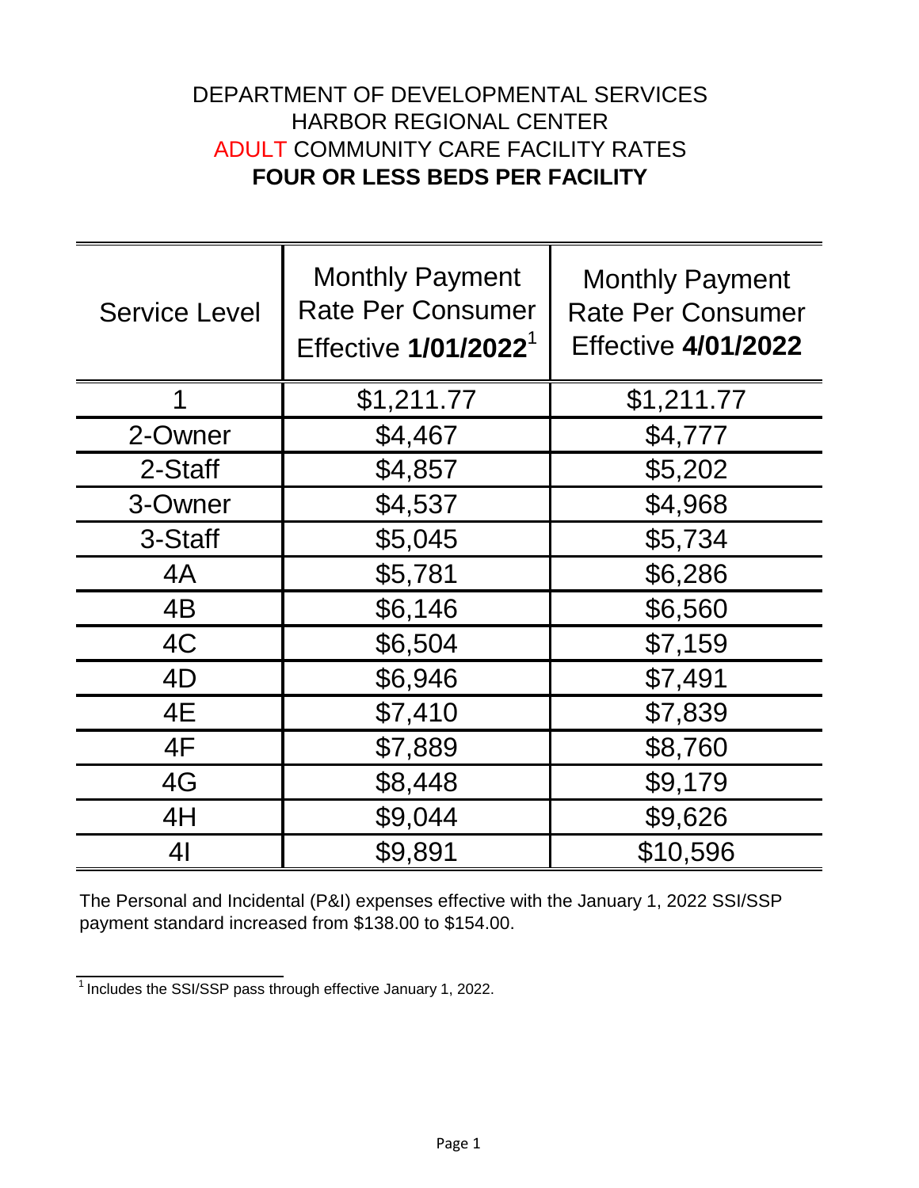# DEPARTMENT OF DEVELOPMENTAL SERVICES
## HARBOR REGIONAL CENTER
## ADULT COMMUNITY CARE FACILITY RATES
## **FOUR OR LESS BEDS PER FACILITY**

| Service Level | Monthly Payment Rate Per Consumer Effective **1/01/2022**[1] | Monthly Payment Rate Per Consumer Effective **4/01/2022** |
|---|---|---|
| 1 | $1,211.77 | $1,211.77 |
| 2-Owner | $4,467 | $4,777 |
| 2-Staff | $4,857 | $5,202 |
| 3-Owner | $4,537 | $4,968 |
| 3-Staff | $5,045 | $5,734 |
| 4A | $5,781 | $6,286 |
| 4B | $6,146 | $6,560 |
| 4C | $6,504 | $7,159 |
| 4D | $6,946 | $7,491 |
| 4E | $7,410 | $7,839 |
| 4F | $7,889 | $8,760 |
| 4G | $8,448 | $9,179 |
| 4H | $9,044 | $9,626 |
| 4I | $9,891 | $10,596 |

The Personal and Incidental (P&I) expenses effective with the January 1, 2022 SSI/SSP payment standard increased from $138.00 to $154.00.

[1] Includes the SSI/SSP pass through effective January 1, 2022.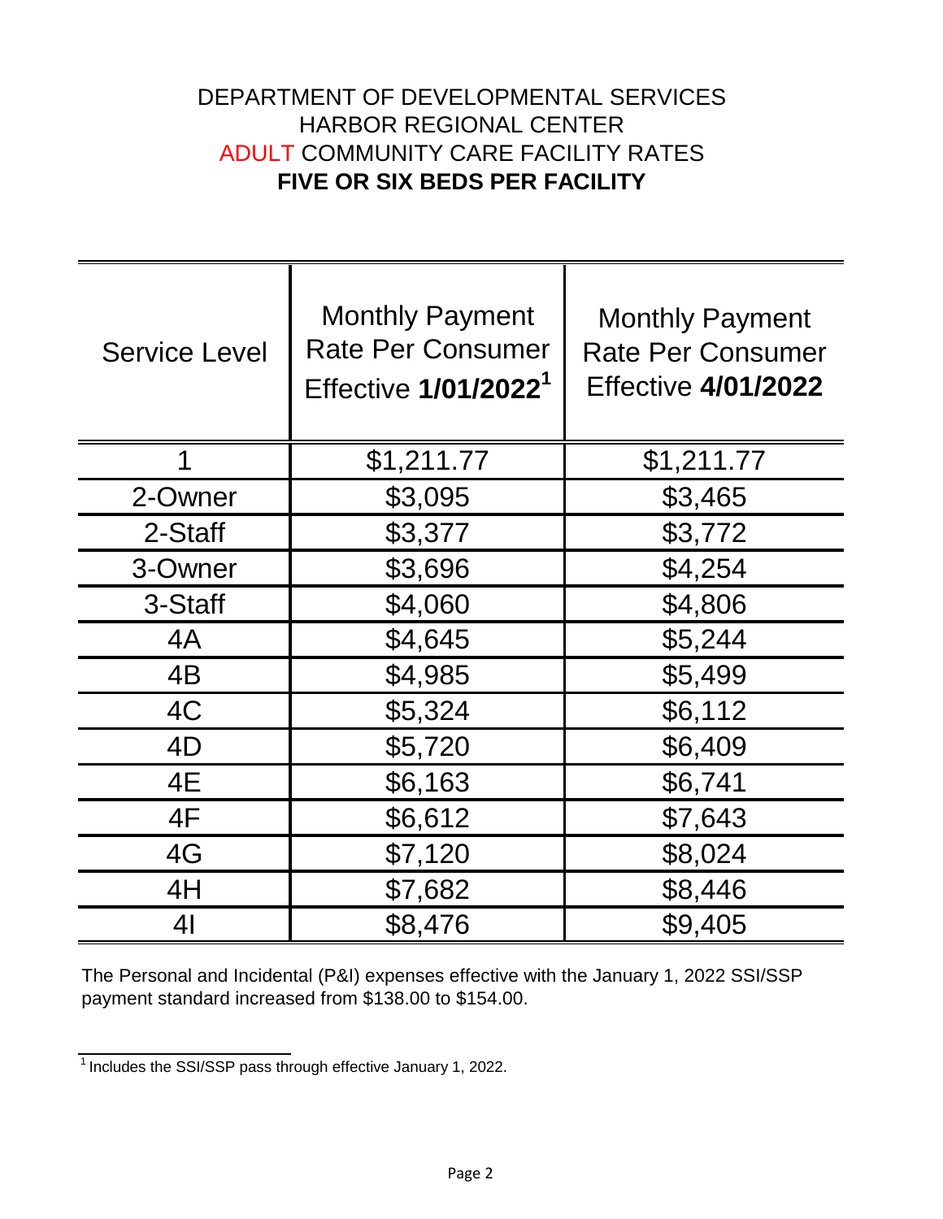# DEPARTMENT OF DEVELOPMENTAL SERVICES
# HARBOR REGIONAL CENTER
# ADULT COMMUNITY CARE FACILITY RATES
# **FIVE OR SIX BEDS PER FACILITY**

| Service Level | Monthly Payment Rate Per Consumer Effective **1/01/2022**[1] | Monthly Payment Rate Per Consumer Effective **4/01/2022** |
|---|---|---|
| 1 | $1,211.77 | $1,211.77 |
| 2-Owner | $3,095 | $3,465 |
| 2-Staff | $3,377 | $3,772 |
| 3-Owner | $3,696 | $4,254 |
| 3-Staff | $4,060 | $4,806 |
| 4A | $4,645 | $5,244 |
| 4B | $4,985 | $5,499 |
| 4C | $5,324 | $6,112 |
| 4D | $5,720 | $6,409 |
| 4E | $6,163 | $6,741 |
| 4F | $6,612 | $7,643 |
| 4G | $7,120 | $8,024 |
| 4H | $7,682 | $8,446 |
| 4I | $8,476 | $9,405 |

The Personal and Incidental (P&I) expenses effective with the January 1, 2022 SSI/SSP payment standard increased from $138.00 to $154.00.

[1] Includes the SSI/SSP pass through effective January 1, 2022.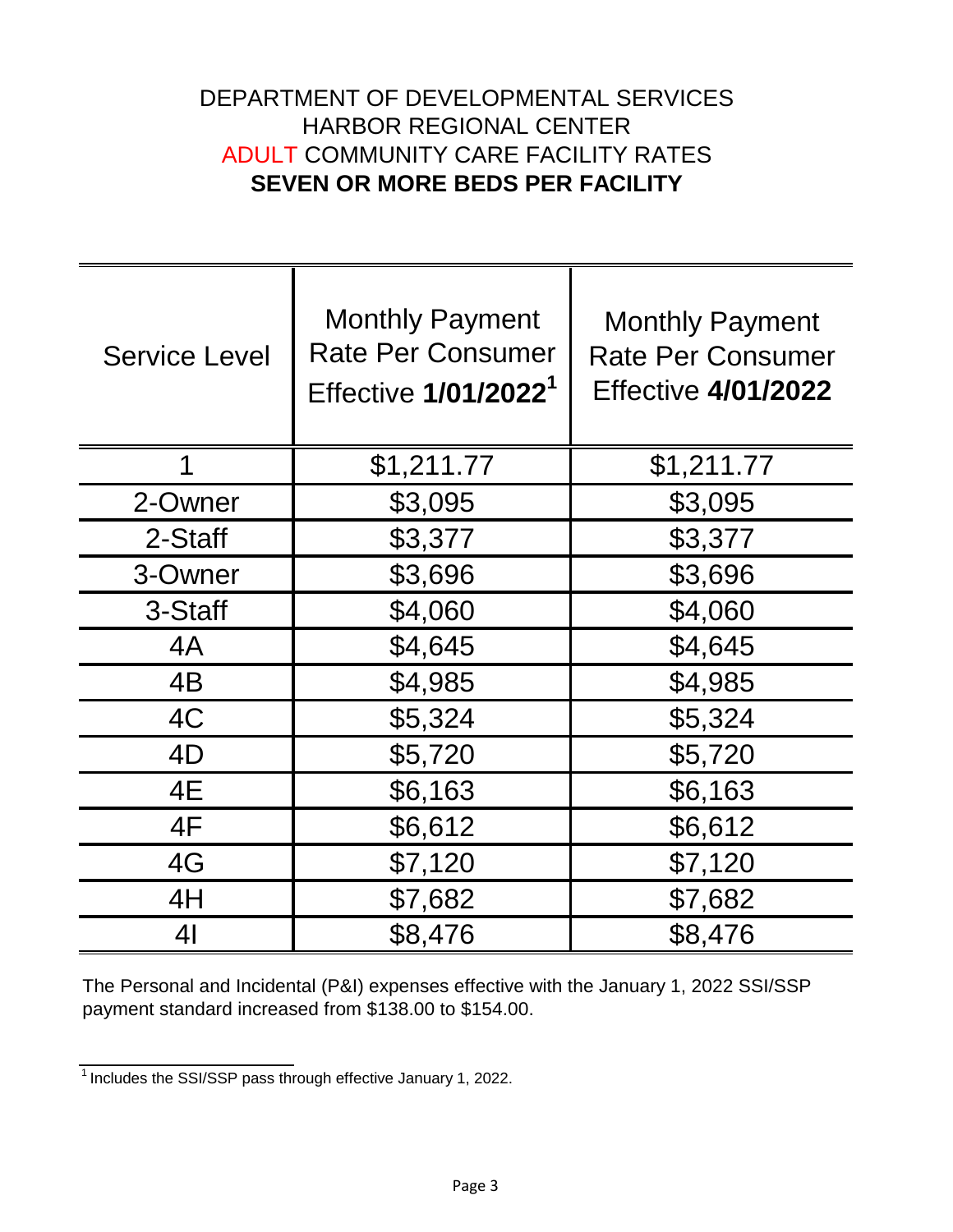# DEPARTMENT OF DEVELOPMENTAL SERVICES
## HARBOR REGIONAL CENTER
## ADULT COMMUNITY CARE FACILITY RATES
## **SEVEN OR MORE BEDS PER FACILITY**

| Service Level | Monthly Payment Rate Per Consumer Effective **1/01/2022**[1] | Monthly Payment Rate Per Consumer Effective **4/01/2022** |
|---|---|---|
| 1 | $1,211.77 | $1,211.77 |
| 2-Owner | $3,095 | $3,095 |
| 2-Staff | $3,377 | $3,377 |
| 3-Owner | $3,696 | $3,696 |
| 3-Staff | $4,060 | $4,060 |
| 4A | $4,645 | $4,645 |
| 4B | $4,985 | $4,985 |
| 4C | $5,324 | $5,324 |
| 4D | $5,720 | $5,720 |
| 4E | $6,163 | $6,163 |
| 4F | $6,612 | $6,612 |
| 4G | $7,120 | $7,120 |
| 4H | $7,682 | $7,682 |
| 4I | $8,476 | $8,476 |

The Personal and Incidental (P&I) expenses effective with the January 1, 2022 SSI/SSP payment standard increased from $138.00 to $154.00.

[1] Includes the SSI/SSP pass through effective January 1, 2022.